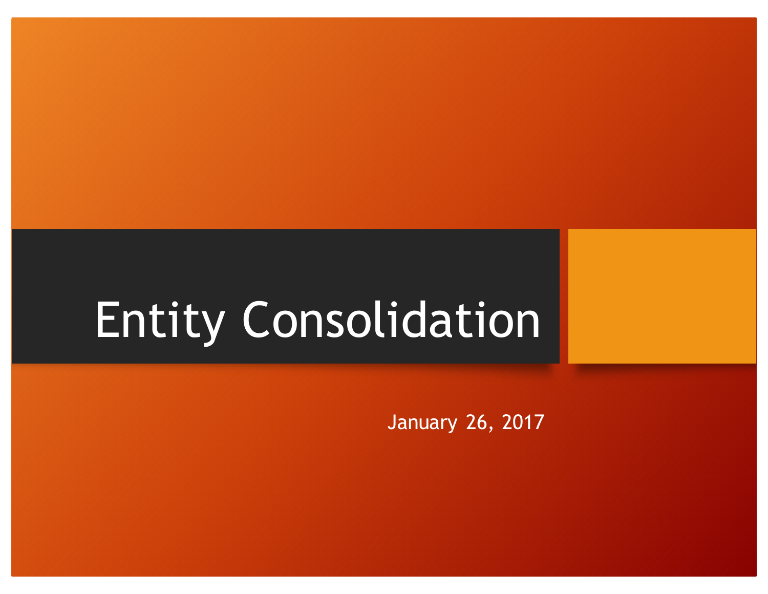# Entity Consolidation

January 26, 2017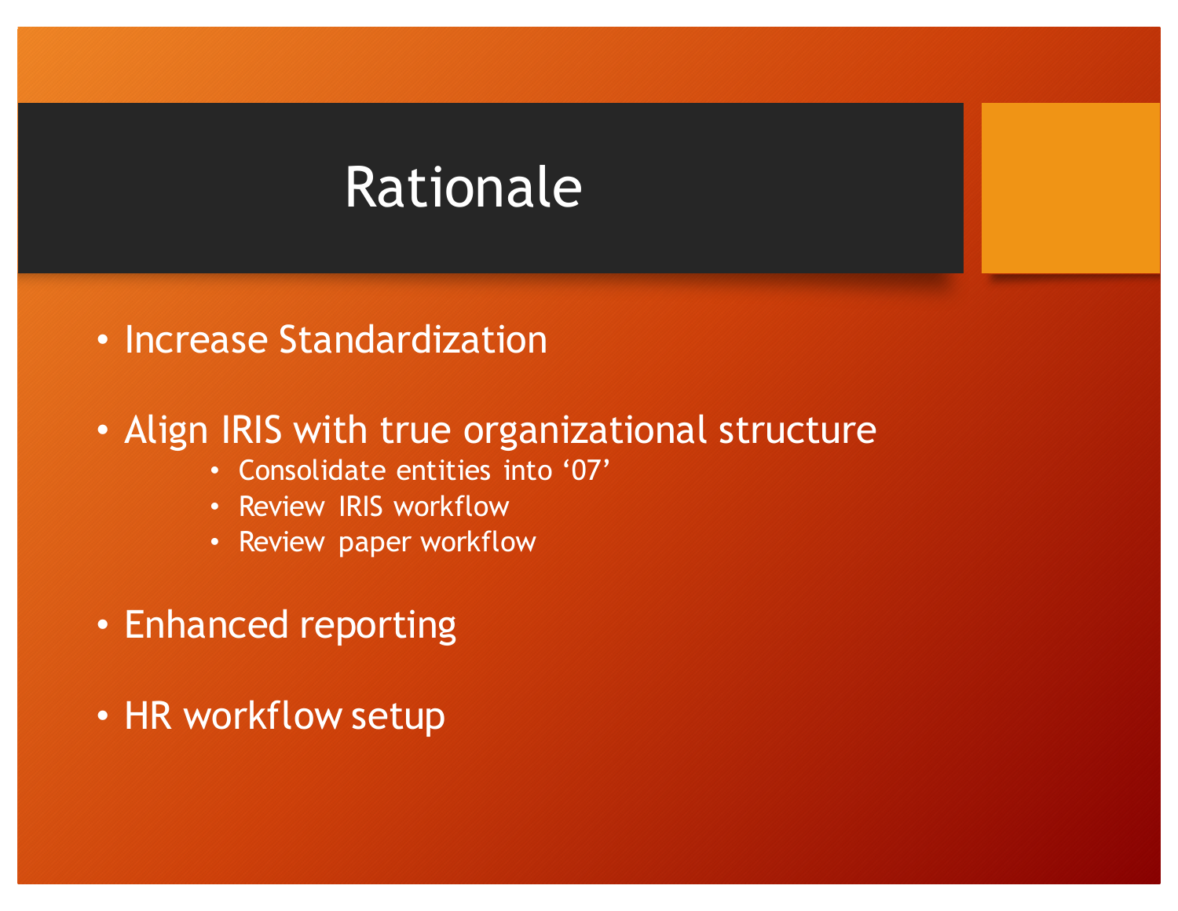# Rationale

- Increase Standardization
- Align IRIS with true organizational structure
  - Consolidate entities into '07'
  - Review IRIS workflow
  - Review paper workflow
- Enhanced reporting
- HR workflow setup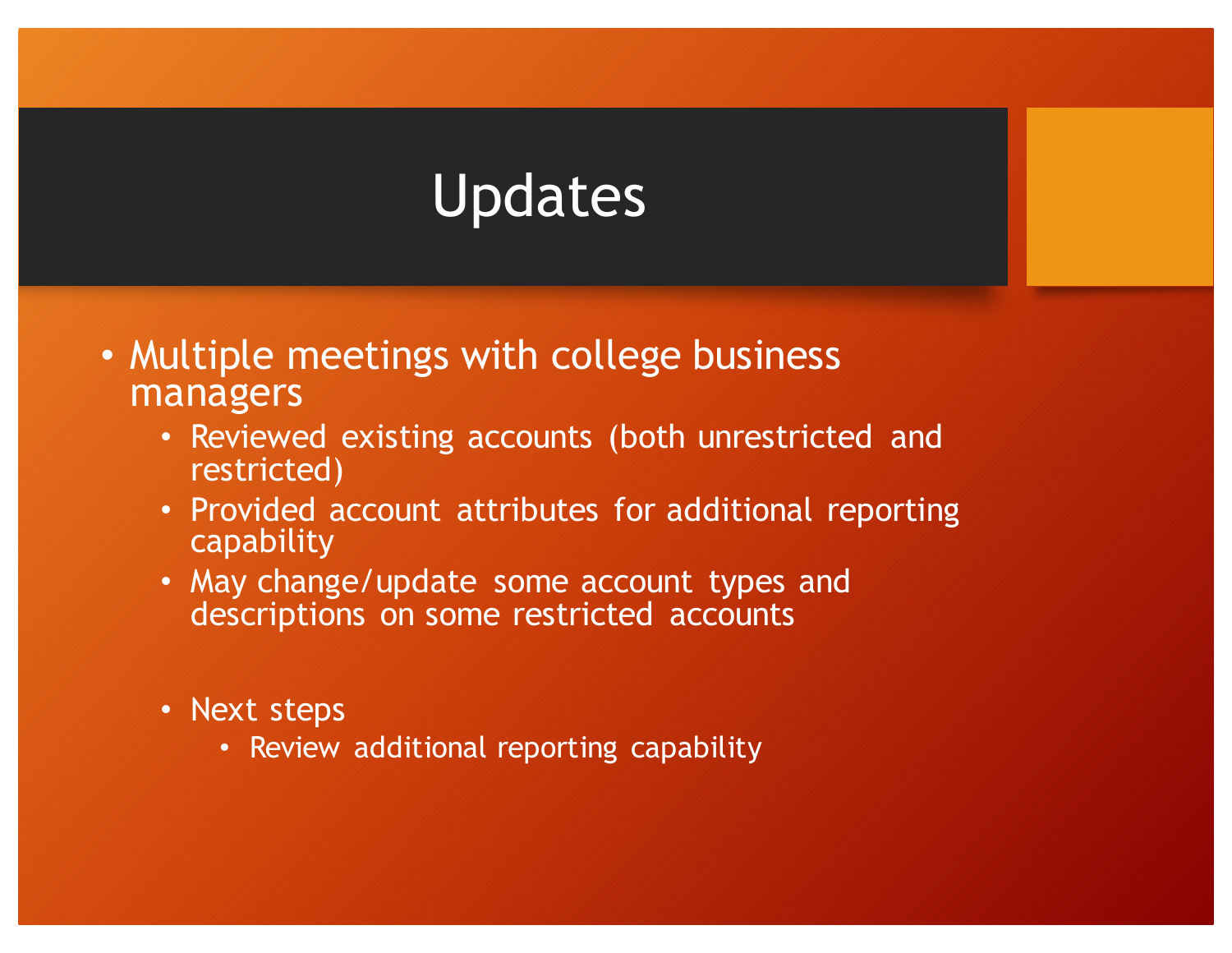# Updates

- Multiple meetings with college business managers
  - Reviewed existing accounts (both unrestricted and restricted)
  - Provided account attributes for additional reporting capability
  - May change/update some account types and descriptions on some restricted accounts

  - Next steps
    - Review additional reporting capability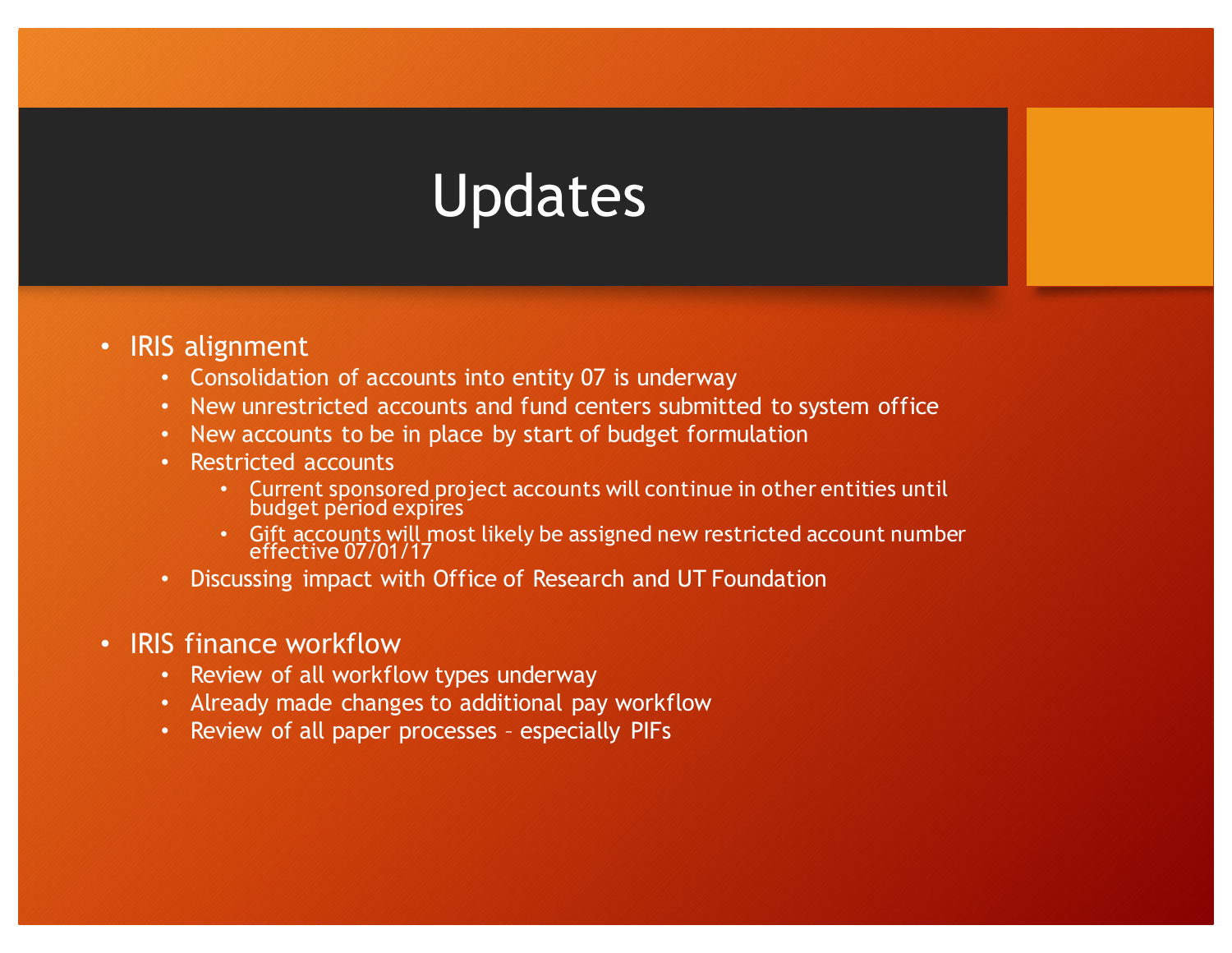# Updates

- IRIS alignment
  - Consolidation of accounts into entity 07 is underway
  - New unrestricted accounts and fund centers submitted to system office
  - New accounts to be in place by start of budget formulation
  - Restricted accounts
    - Current sponsored project accounts will continue in other entities until budget period expires
    - Gift accounts will most likely be assigned new restricted account number effective 07/01/17
  - Discussing impact with Office of Research and UT Foundation

- IRIS finance workflow
  - Review of all workflow types underway
  - Already made changes to additional pay workflow
  - Review of all paper processes – especially PIFs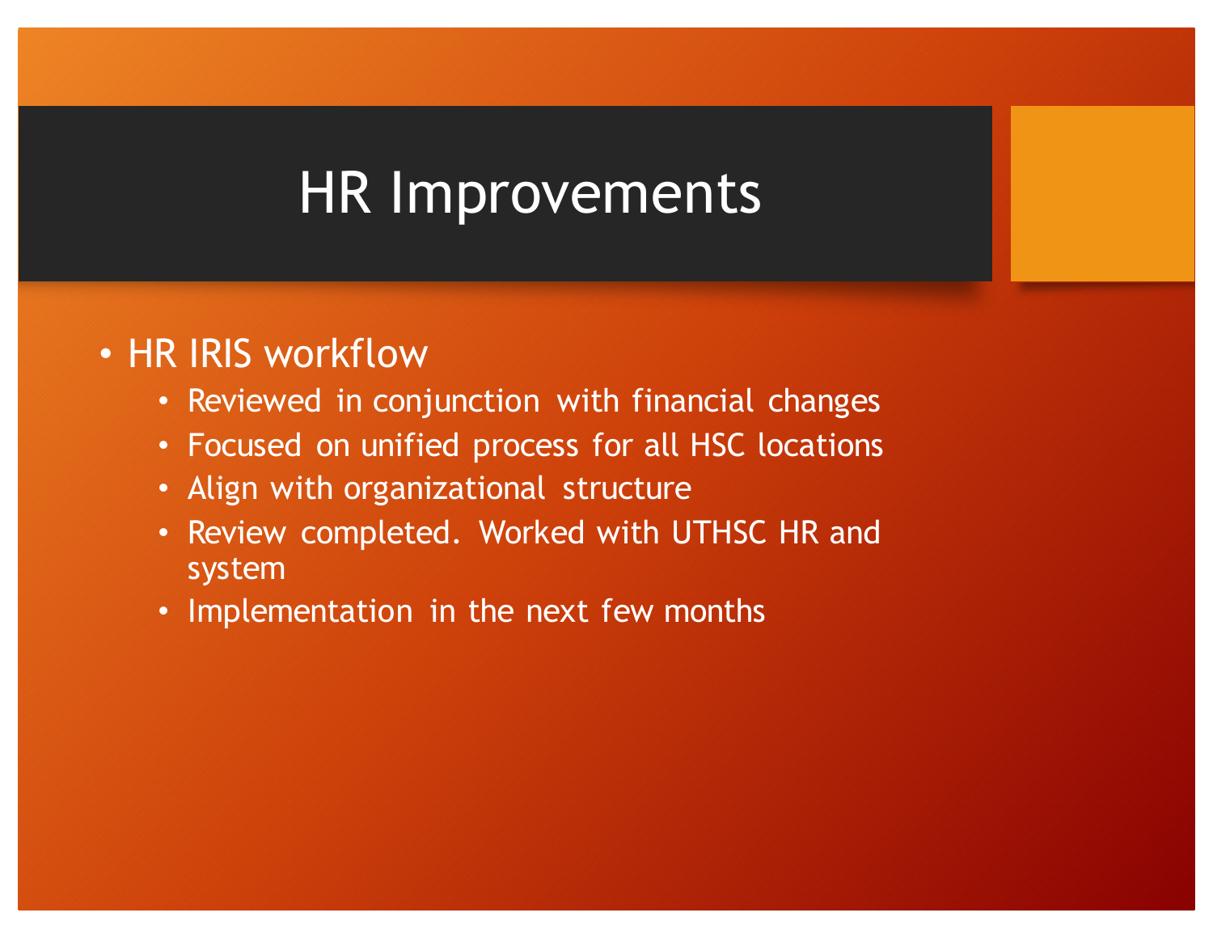# HR Improvements

- HR IRIS workflow
  - Reviewed in conjunction with financial changes
  - Focused on unified process for all HSC locations
  - Align with organizational structure
  - Review completed. Worked with UTHSC HR and system
  - Implementation in the next few months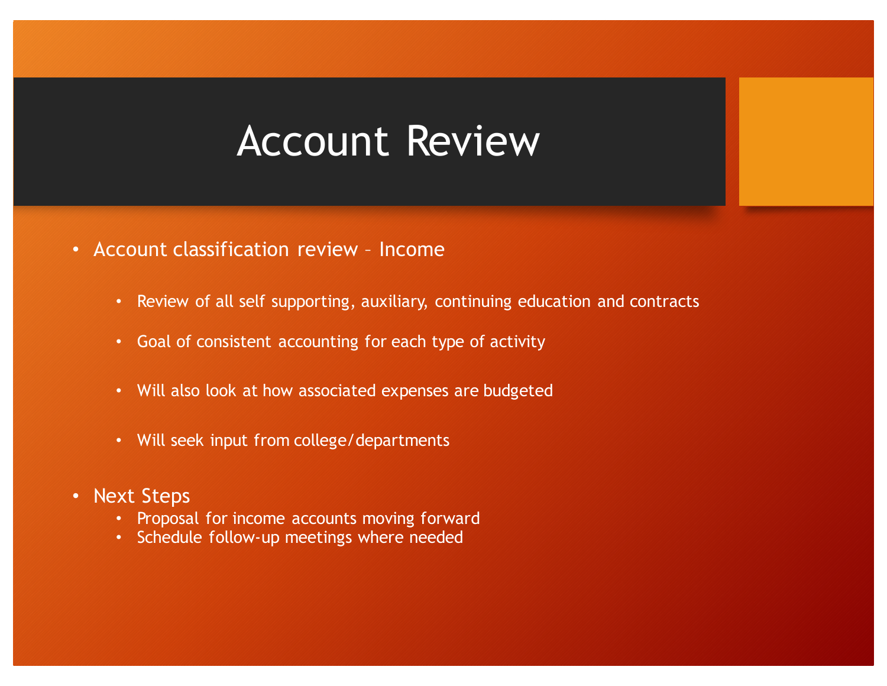# Account Review

- Account classification review – Income
  - Review of all self supporting, auxiliary, continuing education and contracts
  - Goal of consistent accounting for each type of activity
  - Will also look at how associated expenses are budgeted
  - Will seek input from college/departments
- Next Steps
  - Proposal for income accounts moving forward
  - Schedule follow-up meetings where needed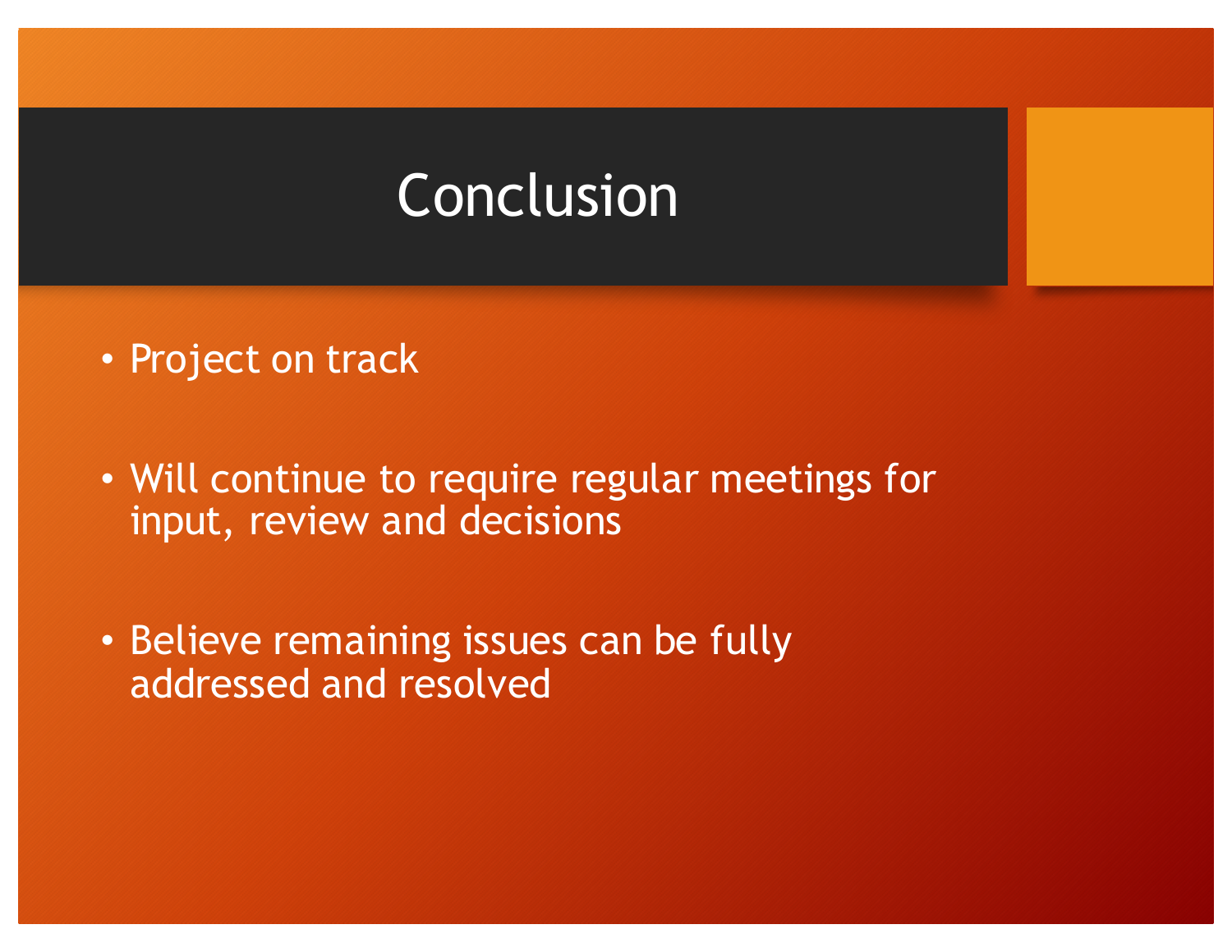# Conclusion

- Project on track

- Will continue to require regular meetings for input, review and decisions

- Believe remaining issues can be fully addressed and resolved